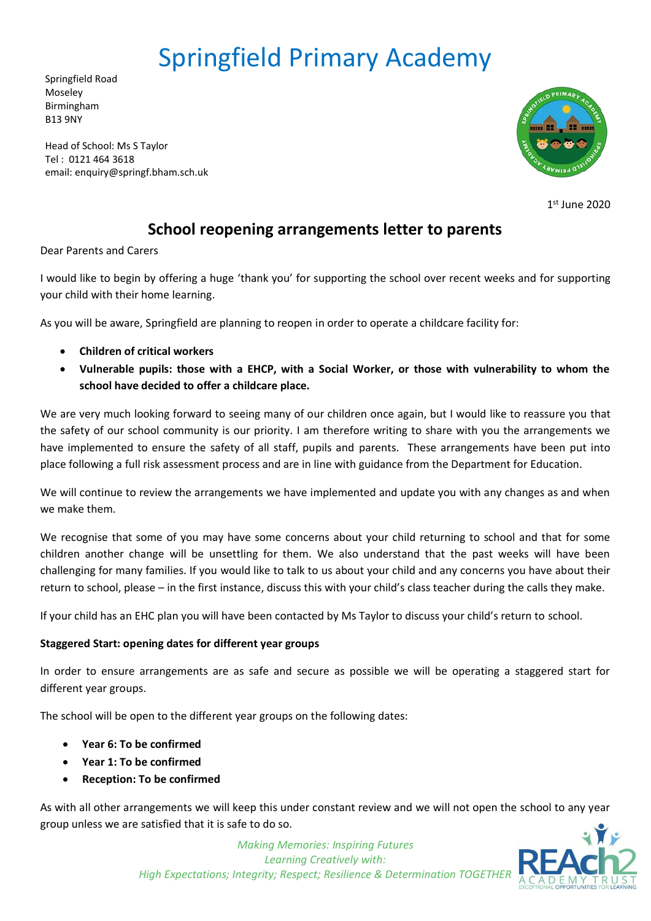# Springfield Primary Academy

Springfield Road
Moseley
Birmingham
B13 9NY

Head of School: Ms S Taylor
Tel : 0121 464 3618
email: enquiry@springf.bham.sch.uk

1st June 2020

## School reopening arrangements letter to parents

Dear Parents and Carers

I would like to begin by offering a huge 'thank you' for supporting the school over recent weeks and for supporting your child with their home learning.

As you will be aware, Springfield are planning to reopen in order to operate a childcare facility for:

- **Children of critical workers**
- **Vulnerable pupils: those with a EHCP, with a Social Worker, or those with vulnerability to whom the school have decided to offer a childcare place.**

We are very much looking forward to seeing many of our children once again, but I would like to reassure you that the safety of our school community is our priority. I am therefore writing to share with you the arrangements we have implemented to ensure the safety of all staff, pupils and parents. These arrangements have been put into place following a full risk assessment process and are in line with guidance from the Department for Education.

We will continue to review the arrangements we have implemented and update you with any changes as and when we make them.

We recognise that some of you may have some concerns about your child returning to school and that for some children another change will be unsettling for them. We also understand that the past weeks will have been challenging for many families. If you would like to talk to us about your child and any concerns you have about their return to school, please – in the first instance, discuss this with your child's class teacher during the calls they make.

If your child has an EHC plan you will have been contacted by Ms Taylor to discuss your child's return to school.

**Staggered Start: opening dates for different year groups**

In order to ensure arrangements are as safe and secure as possible we will be operating a staggered start for different year groups.

The school will be open to the different year groups on the following dates:

- **Year 6: To be confirmed**
- **Year 1: To be confirmed**
- **Reception: To be confirmed**

As with all other arrangements we will keep this under constant review and we will not open the school to any year group unless we are satisfied that it is safe to do so.

*Making Memories: Inspiring Futures*
*Learning Creatively with:*
*High Expectations; Integrity; Respect; Resilience & Determination TOGETHER*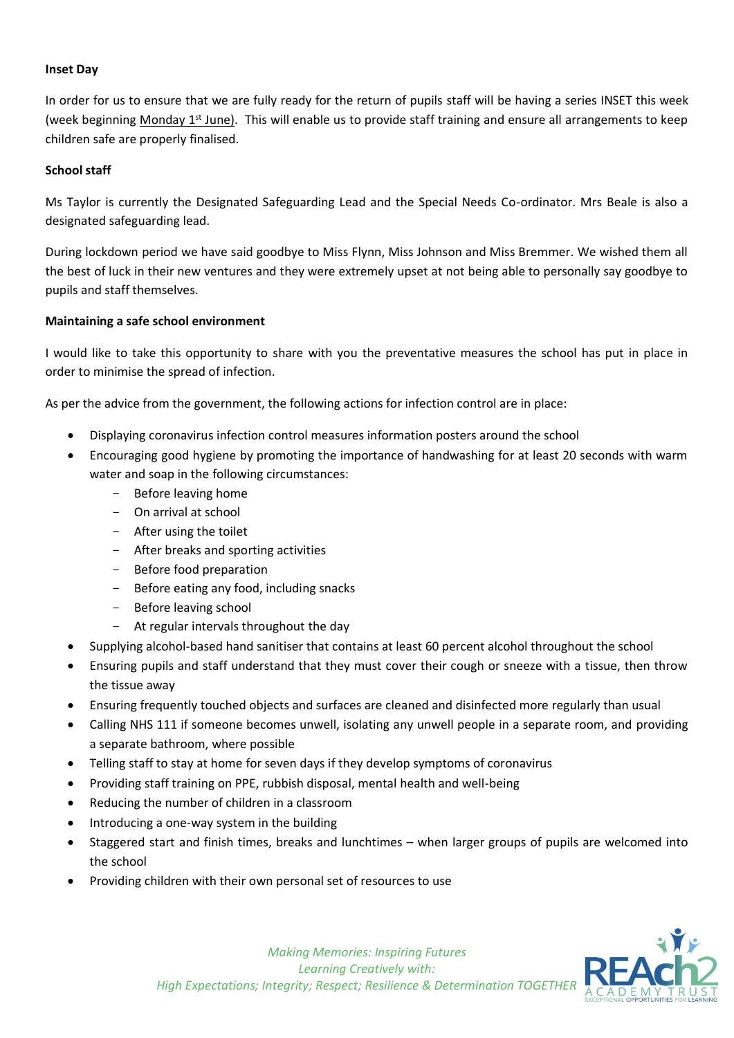**Inset Day**

In order for us to ensure that we are fully ready for the return of pupils staff will be having a series INSET this week (week beginning Monday 1st June). This will enable us to provide staff training and ensure all arrangements to keep children safe are properly finalised.

**School staff**

Ms Taylor is currently the Designated Safeguarding Lead and the Special Needs Co-ordinator. Mrs Beale is also a designated safeguarding lead.

During lockdown period we have said goodbye to Miss Flynn, Miss Johnson and Miss Bremmer. We wished them all the best of luck in their new ventures and they were extremely upset at not being able to personally say goodbye to pupils and staff themselves.

**Maintaining a safe school environment**

I would like to take this opportunity to share with you the preventative measures the school has put in place in order to minimise the spread of infection.

As per the advice from the government, the following actions for infection control are in place:

- Displaying coronavirus infection control measures information posters around the school
- Encouraging good hygiene by promoting the importance of handwashing for at least 20 seconds with warm water and soap in the following circumstances:
  - Before leaving home
  - On arrival at school
  - After using the toilet
  - After breaks and sporting activities
  - Before food preparation
  - Before eating any food, including snacks
  - Before leaving school
  - At regular intervals throughout the day
- Supplying alcohol-based hand sanitiser that contains at least 60 percent alcohol throughout the school
- Ensuring pupils and staff understand that they must cover their cough or sneeze with a tissue, then throw the tissue away
- Ensuring frequently touched objects and surfaces are cleaned and disinfected more regularly than usual
- Calling NHS 111 if someone becomes unwell, isolating any unwell people in a separate room, and providing a separate bathroom, where possible
- Telling staff to stay at home for seven days if they develop symptoms of coronavirus
- Providing staff training on PPE, rubbish disposal, mental health and well-being
- Reducing the number of children in a classroom
- Introducing a one-way system in the building
- Staggered start and finish times, breaks and lunchtimes – when larger groups of pupils are welcomed into the school
- Providing children with their own personal set of resources to use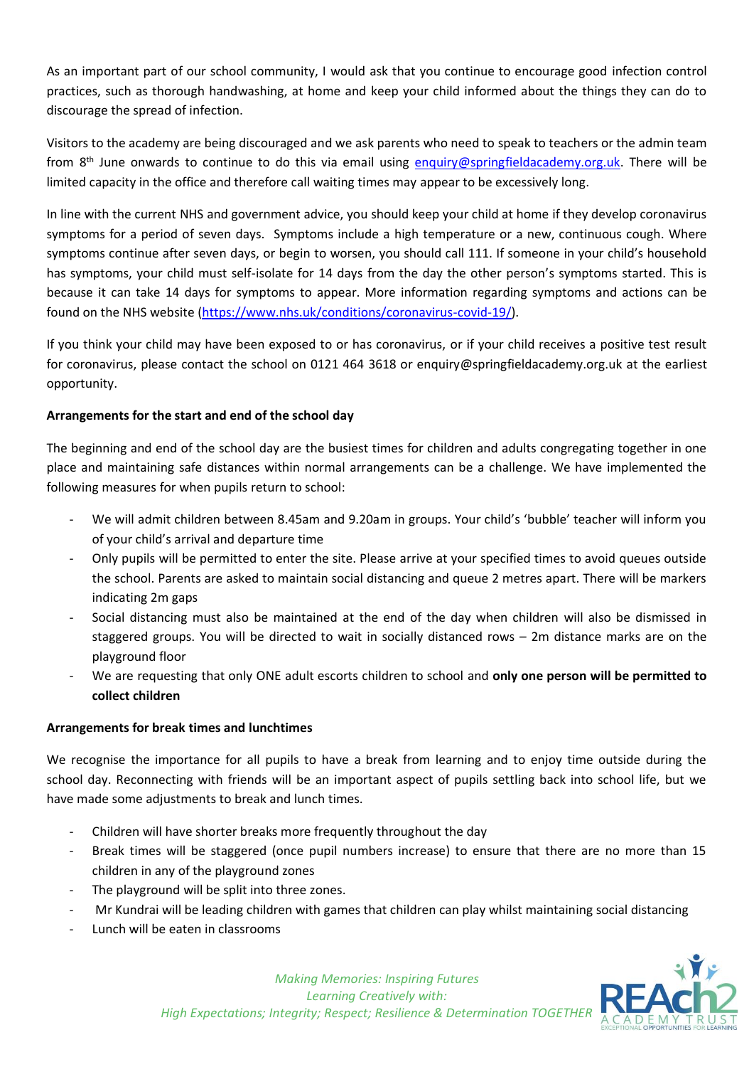As an important part of our school community, I would ask that you continue to encourage good infection control practices, such as thorough handwashing, at home and keep your child informed about the things they can do to discourage the spread of infection.

Visitors to the academy are being discouraged and we ask parents who need to speak to teachers or the admin team from 8th June onwards to continue to do this via email using enquiry@springfieldacademy.org.uk. There will be limited capacity in the office and therefore call waiting times may appear to be excessively long.

In line with the current NHS and government advice, you should keep your child at home if they develop coronavirus symptoms for a period of seven days. Symptoms include a high temperature or a new, continuous cough. Where symptoms continue after seven days, or begin to worsen, you should call 111. If someone in your child's household has symptoms, your child must self-isolate for 14 days from the day the other person's symptoms started. This is because it can take 14 days for symptoms to appear. More information regarding symptoms and actions can be found on the NHS website (https://www.nhs.uk/conditions/coronavirus-covid-19/).

If you think your child may have been exposed to or has coronavirus, or if your child receives a positive test result for coronavirus, please contact the school on 0121 464 3618 or enquiry@springfieldacademy.org.uk at the earliest opportunity.

**Arrangements for the start and end of the school day**

The beginning and end of the school day are the busiest times for children and adults congregating together in one place and maintaining safe distances within normal arrangements can be a challenge. We have implemented the following measures for when pupils return to school:

- We will admit children between 8.45am and 9.20am in groups. Your child's 'bubble' teacher will inform you of your child's arrival and departure time
- Only pupils will be permitted to enter the site. Please arrive at your specified times to avoid queues outside the school. Parents are asked to maintain social distancing and queue 2 metres apart. There will be markers indicating 2m gaps
- Social distancing must also be maintained at the end of the day when children will also be dismissed in staggered groups. You will be directed to wait in socially distanced rows – 2m distance marks are on the playground floor
- We are requesting that only ONE adult escorts children to school and **only one person will be permitted to collect children**

**Arrangements for break times and lunchtimes**

We recognise the importance for all pupils to have a break from learning and to enjoy time outside during the school day. Reconnecting with friends will be an important aspect of pupils settling back into school life, but we have made some adjustments to break and lunch times.

- Children will have shorter breaks more frequently throughout the day
- Break times will be staggered (once pupil numbers increase) to ensure that there are no more than 15 children in any of the playground zones
- The playground will be split into three zones.
- Mr Kundrai will be leading children with games that children can play whilst maintaining social distancing
- Lunch will be eaten in classrooms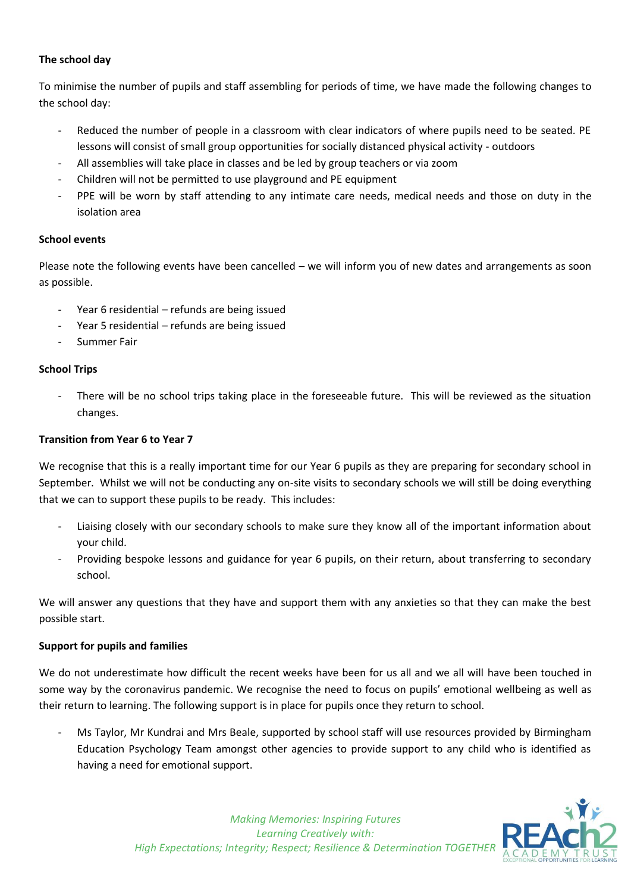**The school day**

To minimise the number of pupils and staff assembling for periods of time, we have made the following changes to the school day:

- Reduced the number of people in a classroom with clear indicators of where pupils need to be seated. PE lessons will consist of small group opportunities for socially distanced physical activity - outdoors
- All assemblies will take place in classes and be led by group teachers or via zoom
- Children will not be permitted to use playground and PE equipment
- PPE will be worn by staff attending to any intimate care needs, medical needs and those on duty in the isolation area

**School events**

Please note the following events have been cancelled – we will inform you of new dates and arrangements as soon as possible.

- Year 6 residential – refunds are being issued
- Year 5 residential – refunds are being issued
- Summer Fair

**School Trips**

- There will be no school trips taking place in the foreseeable future. This will be reviewed as the situation changes.

**Transition from Year 6 to Year 7**

We recognise that this is a really important time for our Year 6 pupils as they are preparing for secondary school in September. Whilst we will not be conducting any on-site visits to secondary schools we will still be doing everything that we can to support these pupils to be ready. This includes:

- Liaising closely with our secondary schools to make sure they know all of the important information about your child.
- Providing bespoke lessons and guidance for year 6 pupils, on their return, about transferring to secondary school.

We will answer any questions that they have and support them with any anxieties so that they can make the best possible start.

**Support for pupils and families**

We do not underestimate how difficult the recent weeks have been for us all and we all will have been touched in some way by the coronavirus pandemic. We recognise the need to focus on pupils' emotional wellbeing as well as their return to learning. The following support is in place for pupils once they return to school.

- Ms Taylor, Mr Kundrai and Mrs Beale, supported by school staff will use resources provided by Birmingham Education Psychology Team amongst other agencies to provide support to any child who is identified as having a need for emotional support.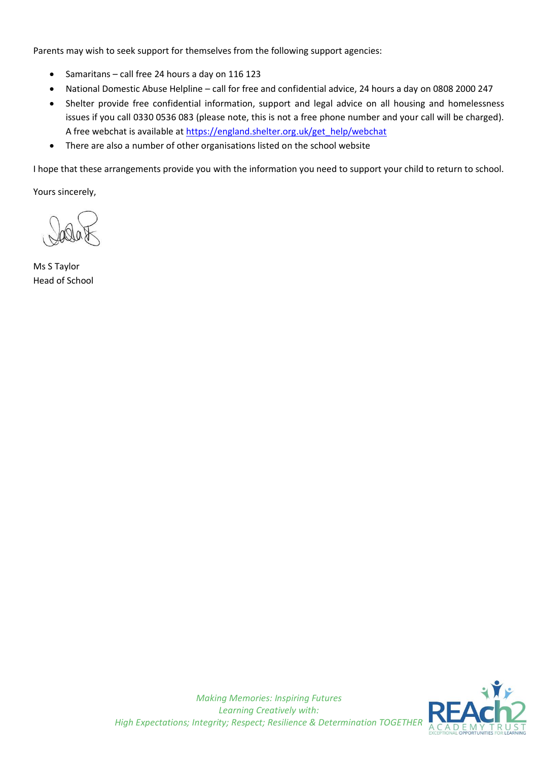Parents may wish to seek support for themselves from the following support agencies:

- Samaritans – call free 24 hours a day on 116 123
- National Domestic Abuse Helpline – call for free and confidential advice, 24 hours a day on 0808 2000 247
- Shelter provide free confidential information, support and legal advice on all housing and homelessness issues if you call 0330 0536 083 (please note, this is not a free phone number and your call will be charged). A free webchat is available at [https://england.shelter.org.uk/get_help/webchat](https://england.shelter.org.uk/get_help/webchat)
- There are also a number of other organisations listed on the school website

I hope that these arrangements provide you with the information you need to support your child to return to school.

Yours sincerely,

Ms S Taylor
Head of School